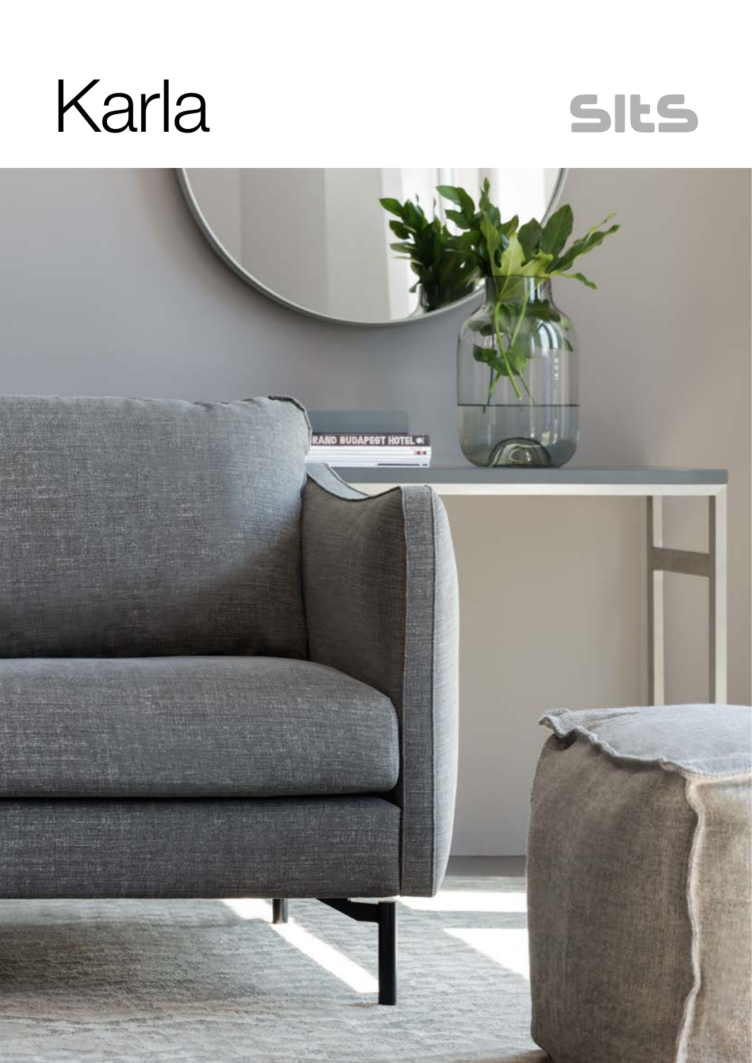# Karla

SITS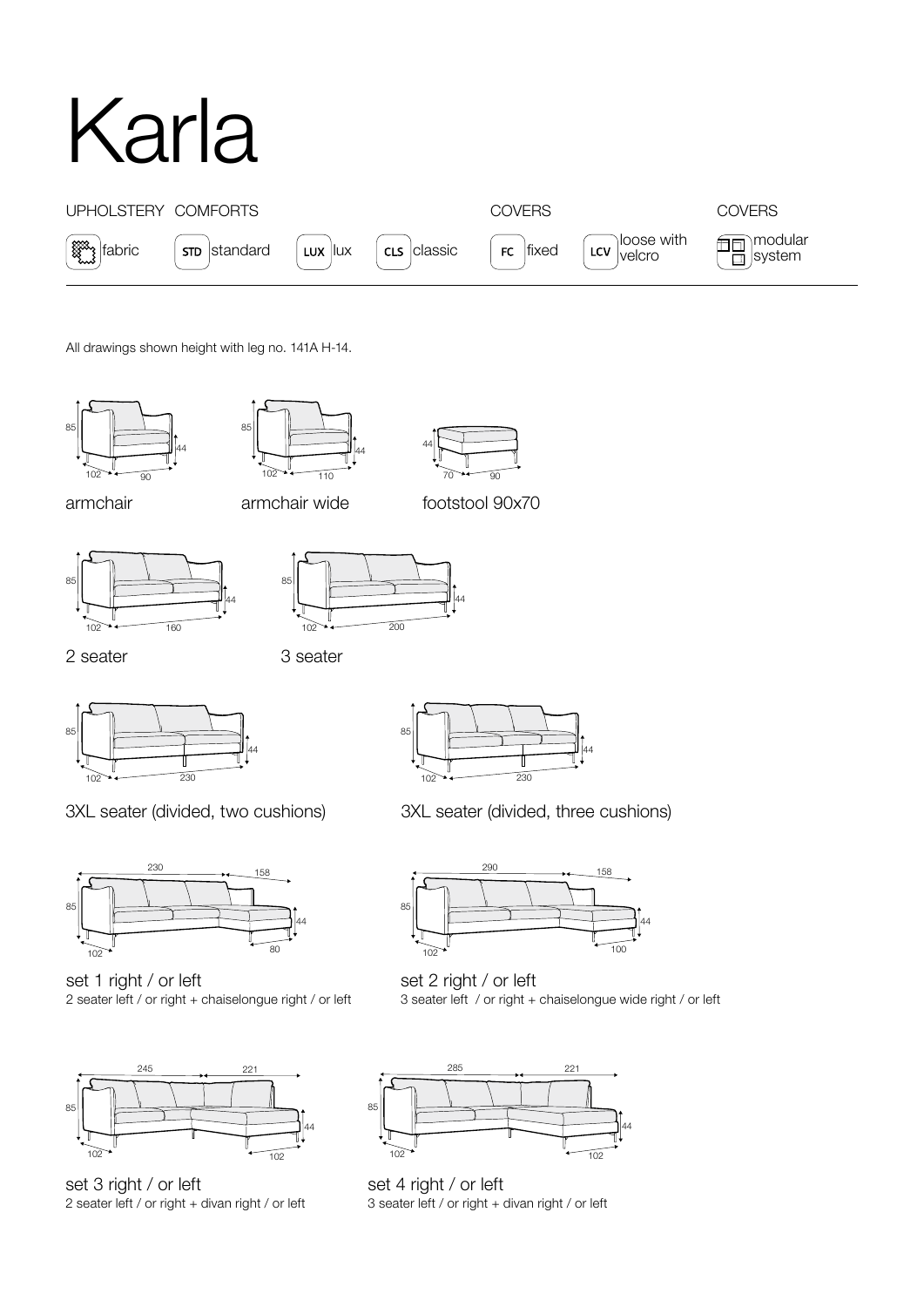# Karla

UPHOLSTERY COMFORTS | COVERS | COVERS

fabric | STD standard | LUX lux | CLS classic | FC fixed | LCV loose with velcro | modular system

All drawings shown height with leg no. 141A H-14.

85 | 44 | 102 | 90

armchair

85 | 44 | 102 | 110

armchair wide

44 | 70 | 90

footstool 90x70

85 | 44 | 102 | 160

2 seater

85 | 44 | 102 | 200

3 seater

85 | 44 | 102 | 230

3XL seater (divided, two cushions)

85 | 44 | 102 | 230

3XL seater (divided, three cushions)

230 | 158 | 85 | 44 | 102 | 80

set 1 right / or left
2 seater left / or right + chaiselongue right / or left

290 | 158 | 85 | 44 | 102 | 100

set 2 right / or left
3 seater left / or right + chaiselongue wide right / or left

245 | 221 | 85 | 44 | 102 | 102

set 3 right / or left
2 seater left / or right + divan right / or left

285 | 221 | 85 | 44 | 102 | 102

set 4 right / or left
3 seater left / or right + divan right / or left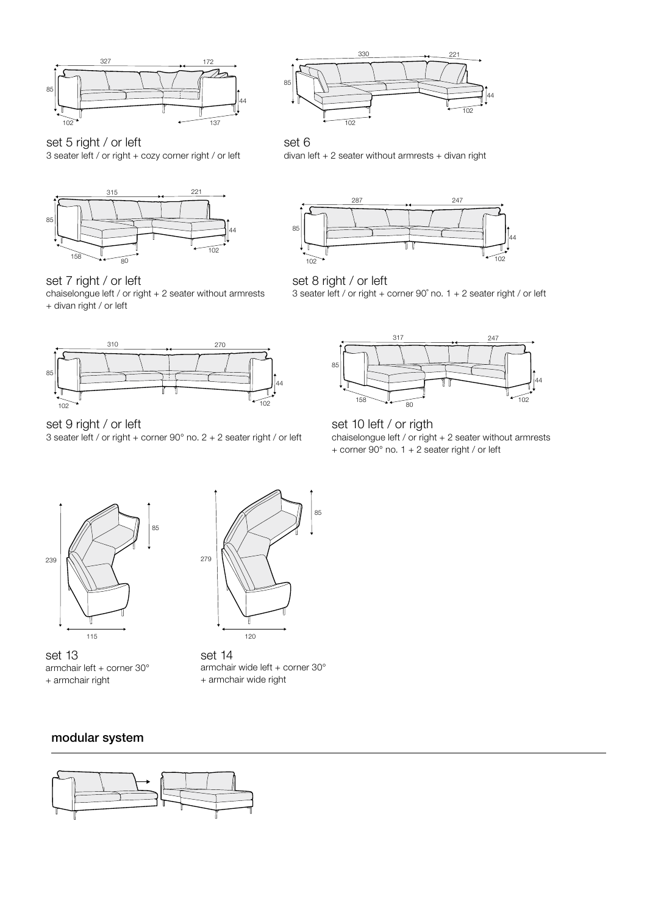set 5 right / or left
3 seater left / or right + cozy corner right / or left

set 6
divan left + 2 seater without armrests + divan right

set 7 right / or left
chaiselongue left / or right + 2 seater without armrests + divan right / or left

set 8 right / or left
3 seater left / or right + corner 90° no. 1 + 2 seater right / or left

set 9 right / or left
3 seater left / or right + corner 90° no. 2 + 2 seater right / or left

set 10 left / or rigth
chaiselongue left / or right + 2 seater without armrests + corner 90° no. 1 + 2 seater right / or left

set 13
armchair left + corner 30° + armchair right

set 14
armchair wide left + corner 30° + armchair wide right

## modular system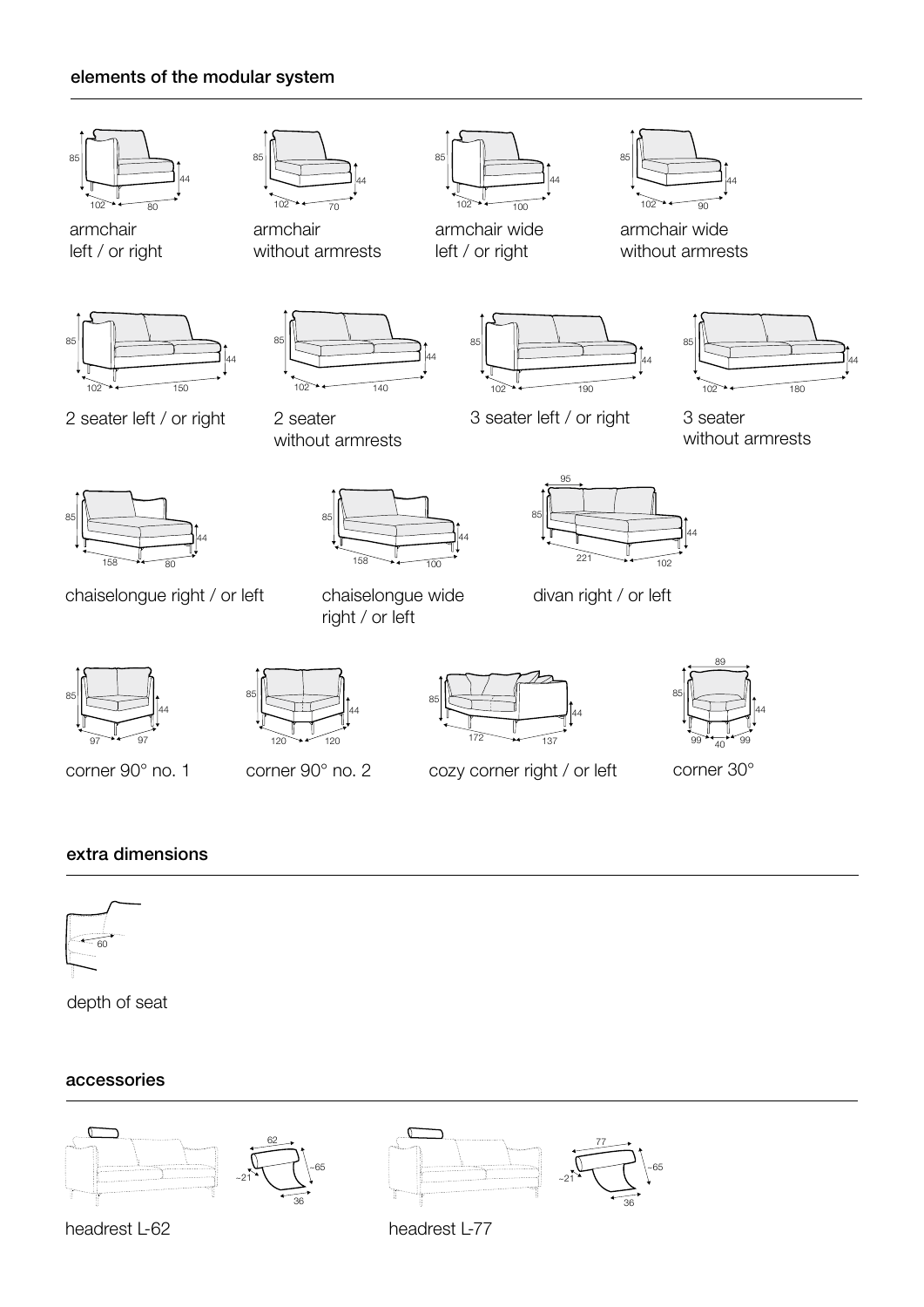## elements of the modular system

85 | 44 | 102 | 80

armchair
left / or right

85 | 44 | 102 | 70

armchair
without armrests

85 | 44 | 102 | 100

armchair wide
left / or right

85 | 44 | 102 | 90

armchair wide
without armrests

85 | 44 | 102 | 150

2 seater left / or right

85 | 44 | 102 | 140

2 seater
without armrests

85 | 44 | 102 | 190

3 seater left / or right

85 | 44 | 102 | 180

3 seater
without armrests

85 | 44 | 158 | 80

chaiselongue right / or left

85 | 44 | 158 | 100

chaiselongue wide
right / or left

95 | 85 | 44 | 221 | 102

divan right / or left

85 | 44 | 97 | 97

corner 90° no. 1

85 | 44 | 120 | 120

corner 90° no. 2

85 | 44 | 172 | 137

cozy corner right / or left

89 | 85 | 44 | 99 | 40 | 99

corner 30°

## extra dimensions

~60

depth of seat

## accessories

62 | ~21 | ~65 | 36

headrest L-62

77 | ~21 | ~65 | 36

headrest L-77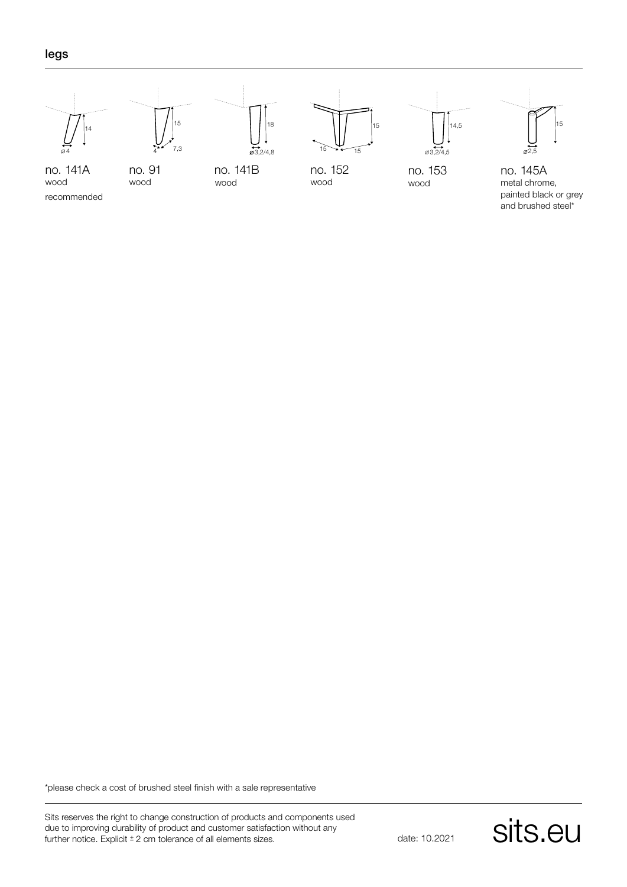## legs

no. 141A
wood
recommended

no. 91
wood

no. 141B
wood

no. 152
wood

no. 153
wood

no. 145A
metal chrome,
painted black or grey
and brushed steel*

\*please check a cost of brushed steel finish with a sale representative

Sits reserves the right to change construction of products and components used due to improving durability of product and customer satisfaction without any further notice. Explicit ± 2 cm tolerance of all elements sizes.

date: 10.2021

sits.eu